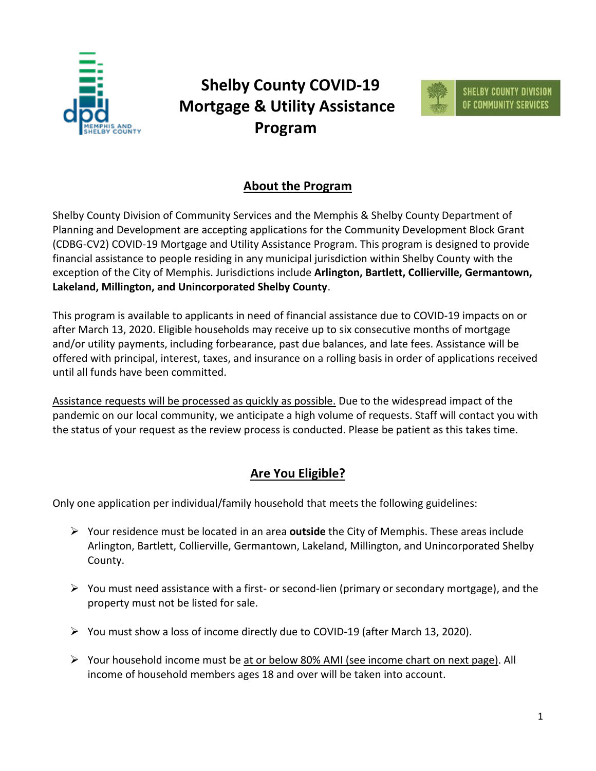# Shelby County COVID-19 Mortgage & Utility Assistance Program

## About the Program

Shelby County Division of Community Services and the Memphis & Shelby County Department of Planning and Development are accepting applications for the Community Development Block Grant (CDBG-CV2) COVID-19 Mortgage and Utility Assistance Program. This program is designed to provide financial assistance to people residing in any municipal jurisdiction within Shelby County with the exception of the City of Memphis. Jurisdictions include **Arlington, Bartlett, Collierville, Germantown, Lakeland, Millington, and Unincorporated Shelby County**.

This program is available to applicants in need of financial assistance due to COVID-19 impacts on or after March 13, 2020. Eligible households may receive up to six consecutive months of mortgage and/or utility payments, including forbearance, past due balances, and late fees. Assistance will be offered with principal, interest, taxes, and insurance on a rolling basis in order of applications received until all funds have been committed.

Assistance requests will be processed as quickly as possible. Due to the widespread impact of the pandemic on our local community, we anticipate a high volume of requests. Staff will contact you with the status of your request as the review process is conducted. Please be patient as this takes time.

## Are You Eligible?

Only one application per individual/family household that meets the following guidelines:

- Your residence must be located in an area **outside** the City of Memphis. These areas include Arlington, Bartlett, Collierville, Germantown, Lakeland, Millington, and Unincorporated Shelby County.
- You must need assistance with a first- or second-lien (primary or secondary mortgage), and the property must not be listed for sale.
- You must show a loss of income directly due to COVID-19 (after March 13, 2020).
- Your household income must be at or below 80% AMI (see income chart on next page). All income of household members ages 18 and over will be taken into account.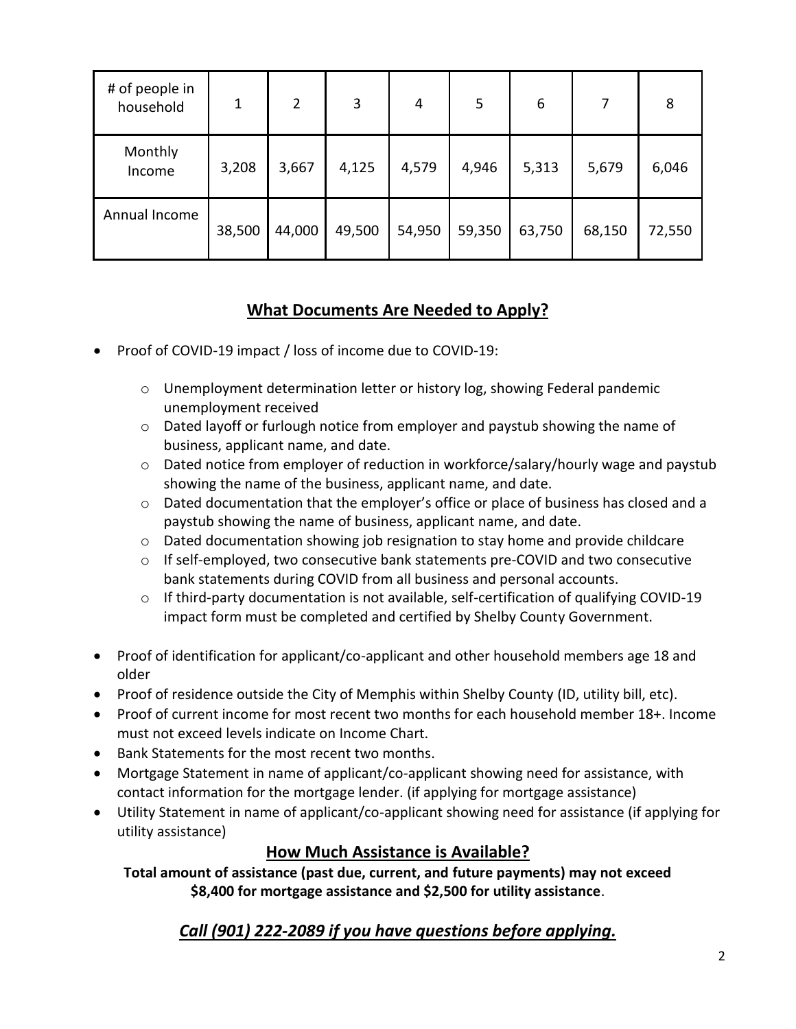| # of people in household | 1 | 2 | 3 | 4 | 5 | 6 | 7 | 8 |
|---|---|---|---|---|---|---|---|---|
| Monthly Income | 3,208 | 3,667 | 4,125 | 4,579 | 4,946 | 5,313 | 5,679 | 6,046 |
| Annual Income | 38,500 | 44,000 | 49,500 | 54,950 | 59,350 | 63,750 | 68,150 | 72,550 |

## <u>What Documents Are Needed to Apply?</u>

- Proof of COVID-19 impact / loss of income due to COVID-19:
  - Unemployment determination letter or history log, showing Federal pandemic unemployment received
  - Dated layoff or furlough notice from employer and paystub showing the name of business, applicant name, and date.
  - Dated notice from employer of reduction in workforce/salary/hourly wage and paystub showing the name of the business, applicant name, and date.
  - Dated documentation that the employer's office or place of business has closed and a paystub showing the name of business, applicant name, and date.
  - Dated documentation showing job resignation to stay home and provide childcare
  - If self-employed, two consecutive bank statements pre-COVID and two consecutive bank statements during COVID from all business and personal accounts.
  - If third-party documentation is not available, self-certification of qualifying COVID-19 impact form must be completed and certified by Shelby County Government.
- Proof of identification for applicant/co-applicant and other household members age 18 and older
- Proof of residence outside the City of Memphis within Shelby County (ID, utility bill, etc).
- Proof of current income for most recent two months for each household member 18+. Income must not exceed levels indicate on Income Chart.
- Bank Statements for the most recent two months.
- Mortgage Statement in name of applicant/co-applicant showing need for assistance, with contact information for the mortgage lender. (if applying for mortgage assistance)
- Utility Statement in name of applicant/co-applicant showing need for assistance (if applying for utility assistance)

## <u>How Much Assistance is Available?</u>

**Total amount of assistance (past due, current, and future payments) may not exceed $8,400 for mortgage assistance and $2,500 for utility assistance**.

## <u>*Call (901) 222-2089 if you have questions before applying.*</u>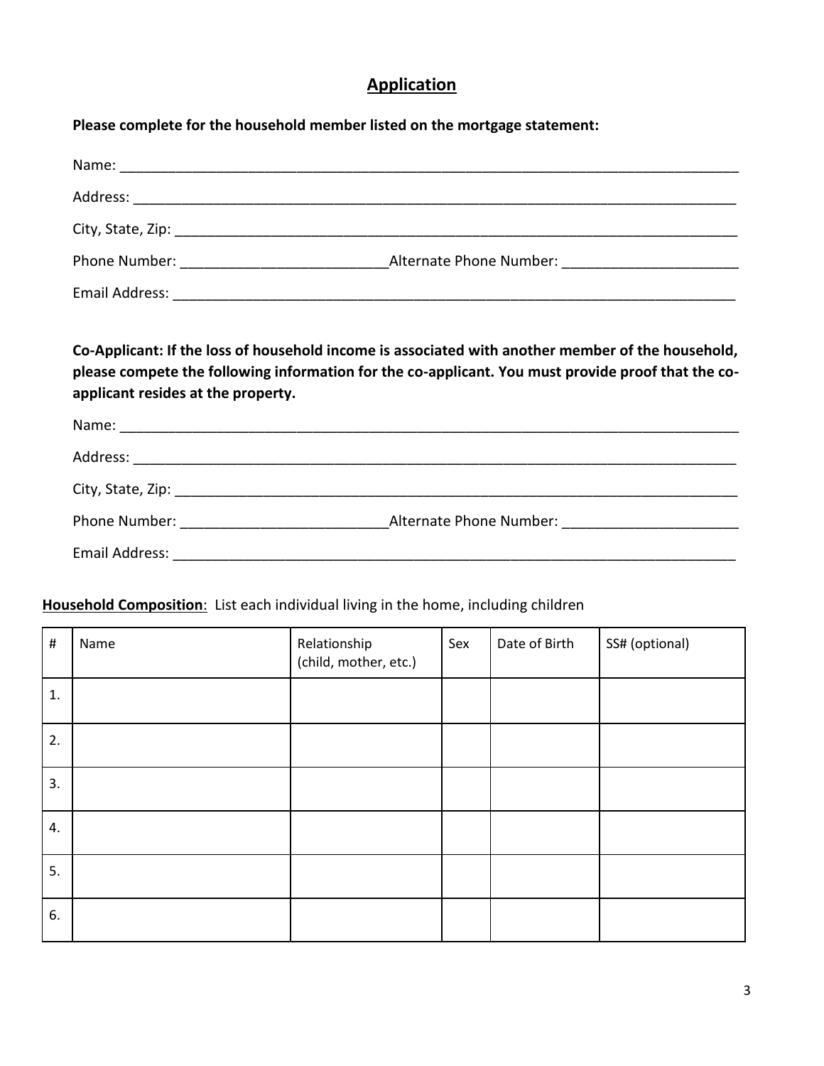## Application

**Please complete for the household member listed on the mortgage statement:**

Name: ___________________________________________________________________________

Address: _________________________________________________________________________

City, State, Zip: ___________________________________________________________________

Phone Number: __________________________Alternate Phone Number: ______________________

Email Address: _____________________________________________________________________

**Co-Applicant: If the loss of household income is associated with another member of the household, please compete the following information for the co-applicant. You must provide proof that the co-applicant resides at the property.**

Name: ___________________________________________________________________________

Address: _________________________________________________________________________

City, State, Zip: ___________________________________________________________________

Phone Number: __________________________Alternate Phone Number: ______________________

Email Address: _____________________________________________________________________

**Household Composition**: List each individual living in the home, including children

| # | Name | Relationship (child, mother, etc.) | Sex | Date of Birth | SS# (optional) |
|---|---|---|---|---|---|
| 1. | | | | | |
| 2. | | | | | |
| 3. | | | | | |
| 4. | | | | | |
| 5. | | | | | |
| 6. | | | | | |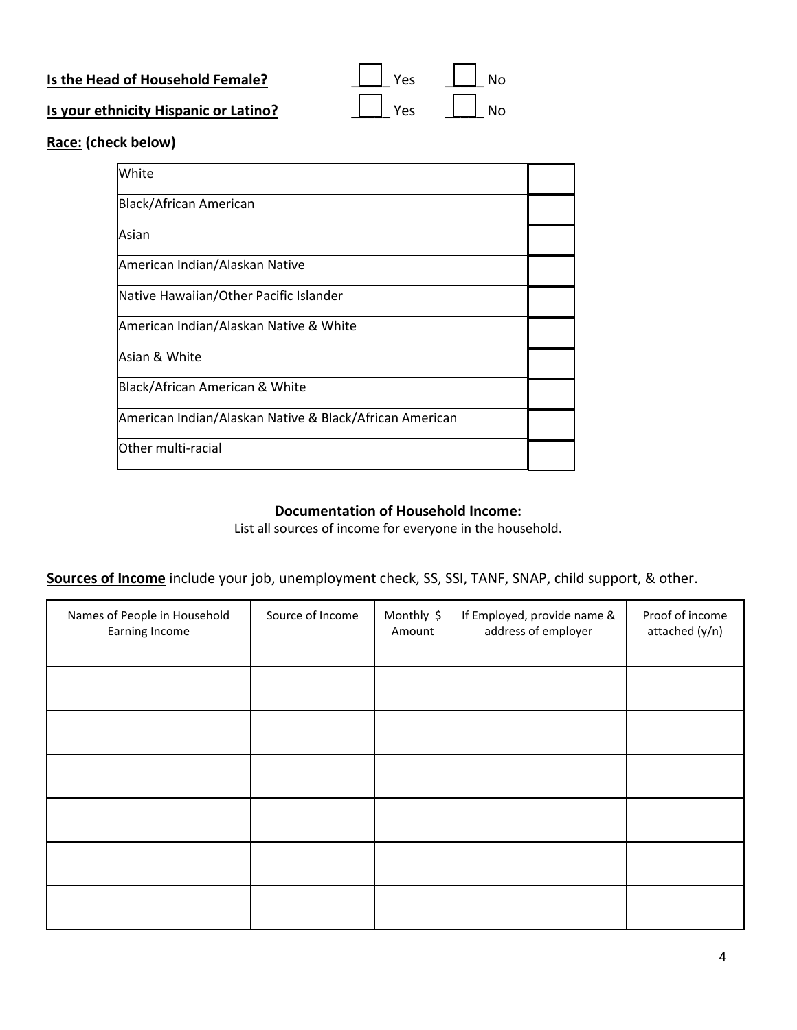**Is the Head of Household Female?** ☐ Yes ☐ No

**Is your ethnicity Hispanic or Latino?** ☐ Yes ☐ No

**Race: (check below)**

| | |
|---|---|
| White | |
| Black/African American | |
| Asian | |
| American Indian/Alaskan Native | |
| Native Hawaiian/Other Pacific Islander | |
| American Indian/Alaskan Native & White | |
| Asian & White | |
| Black/African American & White | |
| American Indian/Alaskan Native & Black/African American | |
| Other multi-racial | |

**Documentation of Household Income:**

List all sources of income for everyone in the household.

**Sources of Income** include your job, unemployment check, SS, SSI, TANF, SNAP, child support, & other.

| Names of People in Household Earning Income | Source of Income | Monthly $ Amount | If Employed, provide name & address of employer | Proof of income attached (y/n) |
|---|---|---|---|---|
| | | | | |
| | | | | |
| | | | | |
| | | | | |
| | | | | |
| | | | | |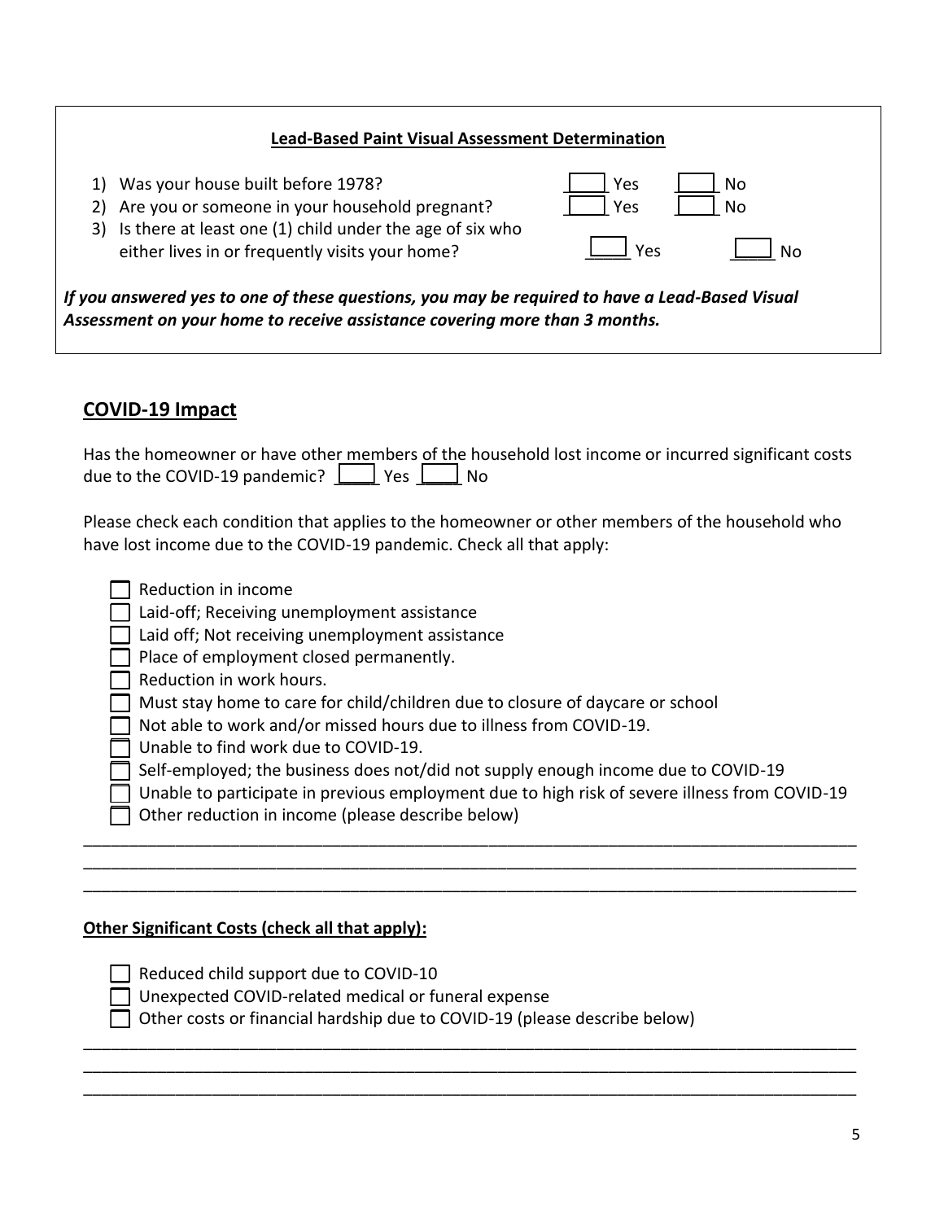**Lead-Based Paint Visual Assessment Determination**

1) Was your house built before 1978? ☐ Yes ☐ No
2) Are you or someone in your household pregnant? ☐ Yes ☐ No
3) Is there at least one (1) child under the age of six who either lives in or frequently visits your home? ☐ Yes ☐ No

***If you answered yes to one of these questions, you may be required to have a Lead-Based Visual Assessment on your home to receive assistance covering more than 3 months.***

## COVID-19 Impact

Has the homeowner or have other members of the household lost income or incurred significant costs due to the COVID-19 pandemic? ☐ Yes ☐ No

Please check each condition that applies to the homeowner or other members of the household who have lost income due to the COVID-19 pandemic. Check all that apply:

- ☐ Reduction in income
- ☐ Laid-off; Receiving unemployment assistance
- ☐ Laid off; Not receiving unemployment assistance
- ☐ Place of employment closed permanently.
- ☐ Reduction in work hours.
- ☐ Must stay home to care for child/children due to closure of daycare or school
- ☐ Not able to work and/or missed hours due to illness from COVID-19.
- ☐ Unable to find work due to COVID-19.
- ☐ Self-employed; the business does not/did not supply enough income due to COVID-19
- ☐ Unable to participate in previous employment due to high risk of severe illness from COVID-19
- ☐ Other reduction in income (please describe below)

______________________________________________________________________________________
______________________________________________________________________________________
______________________________________________________________________________________

**Other Significant Costs (check all that apply):**

- ☐ Reduced child support due to COVID-10
- ☐ Unexpected COVID-related medical or funeral expense
- ☐ Other costs or financial hardship due to COVID-19 (please describe below)

______________________________________________________________________________________
______________________________________________________________________________________
______________________________________________________________________________________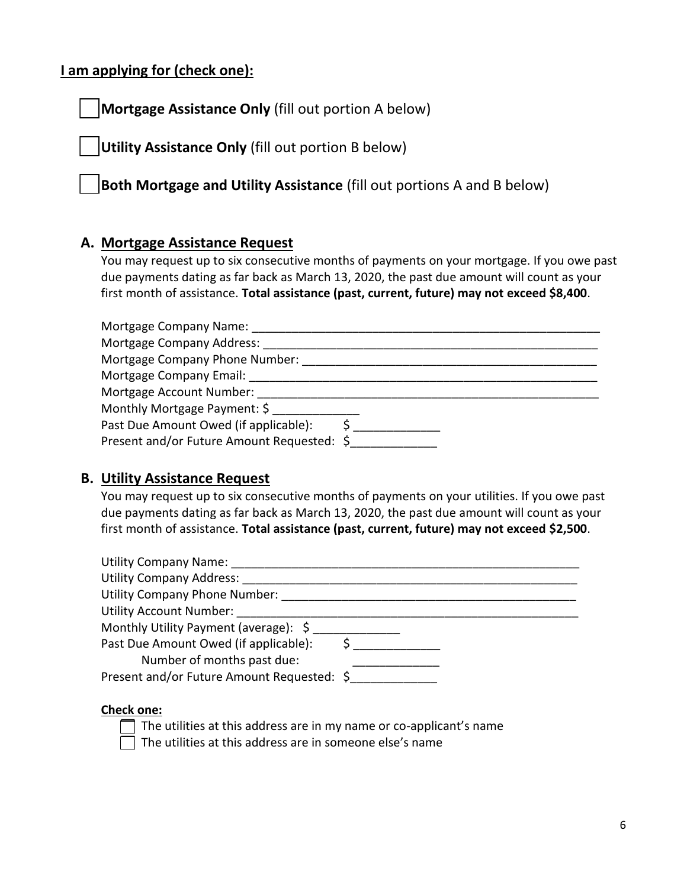**I am applying for (check one):**

☐ **Mortgage Assistance Only** (fill out portion A below)

☐ **Utility Assistance Only** (fill out portion B below)

☐ **Both Mortgage and Utility Assistance** (fill out portions A and B below)

## A. Mortgage Assistance Request

You may request up to six consecutive months of payments on your mortgage. If you owe past due payments dating as far back as March 13, 2020, the past due amount will count as your first month of assistance. **Total assistance (past, current, future) may not exceed $8,400**.

Mortgage Company Name: _______________________________________________

Mortgage Company Address: _______________________________________________

Mortgage Company Phone Number: _______________________________________________

Mortgage Company Email: _______________________________________________

Mortgage Account Number: _______________________________________________

Monthly Mortgage Payment: $ _____________

Past Due Amount Owed (if applicable): $ _____________

Present and/or Future Amount Requested: $_____________

## B. Utility Assistance Request

You may request up to six consecutive months of payments on your utilities. If you owe past due payments dating as far back as March 13, 2020, the past due amount will count as your first month of assistance. **Total assistance (past, current, future) may not exceed $2,500**.

Utility Company Name: _______________________________________________

Utility Company Address: _______________________________________________

Utility Company Phone Number: _______________________________________________

Utility Account Number: _______________________________________________

Monthly Utility Payment (average): $ _____________

Past Due Amount Owed (if applicable): $ _____________

Number of months past due: _____________

Present and/or Future Amount Requested: $_____________

**Check one:**

☐ The utilities at this address are in my name or co-applicant's name

☐ The utilities at this address are in someone else's name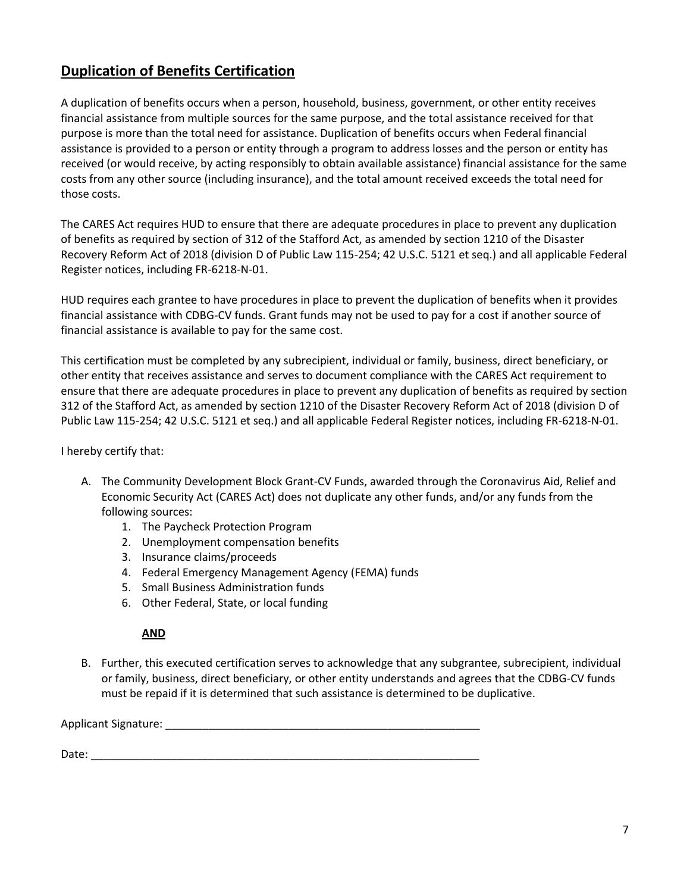## **Duplication of Benefits Certification**

A duplication of benefits occurs when a person, household, business, government, or other entity receives financial assistance from multiple sources for the same purpose, and the total assistance received for that purpose is more than the total need for assistance. Duplication of benefits occurs when Federal financial assistance is provided to a person or entity through a program to address losses and the person or entity has received (or would receive, by acting responsibly to obtain available assistance) financial assistance for the same costs from any other source (including insurance), and the total amount received exceeds the total need for those costs.

The CARES Act requires HUD to ensure that there are adequate procedures in place to prevent any duplication of benefits as required by section of 312 of the Stafford Act, as amended by section 1210 of the Disaster Recovery Reform Act of 2018 (division D of Public Law 115-254; 42 U.S.C. 5121 et seq.) and all applicable Federal Register notices, including FR-6218-N-01.

HUD requires each grantee to have procedures in place to prevent the duplication of benefits when it provides financial assistance with CDBG-CV funds. Grant funds may not be used to pay for a cost if another source of financial assistance is available to pay for the same cost.

This certification must be completed by any subrecipient, individual or family, business, direct beneficiary, or other entity that receives assistance and serves to document compliance with the CARES Act requirement to ensure that there are adequate procedures in place to prevent any duplication of benefits as required by section 312 of the Stafford Act, as amended by section 1210 of the Disaster Recovery Reform Act of 2018 (division D of Public Law 115-254; 42 U.S.C. 5121 et seq.) and all applicable Federal Register notices, including FR-6218-N-01.

I hereby certify that:

A. The Community Development Block Grant-CV Funds, awarded through the Coronavirus Aid, Relief and Economic Security Act (CARES Act) does not duplicate any other funds, and/or any funds from the following sources:
    1. The Paycheck Protection Program
    2. Unemployment compensation benefits
    3. Insurance claims/proceeds
    4. Federal Emergency Management Agency (FEMA) funds
    5. Small Business Administration funds
    6. Other Federal, State, or local funding

    **AND**

B. Further, this executed certification serves to acknowledge that any subgrantee, subrecipient, individual or family, business, direct beneficiary, or other entity understands and agrees that the CDBG-CV funds must be repaid if it is determined that such assistance is determined to be duplicative.

Applicant Signature: _____________________________________________________

Date: _________________________________________________________________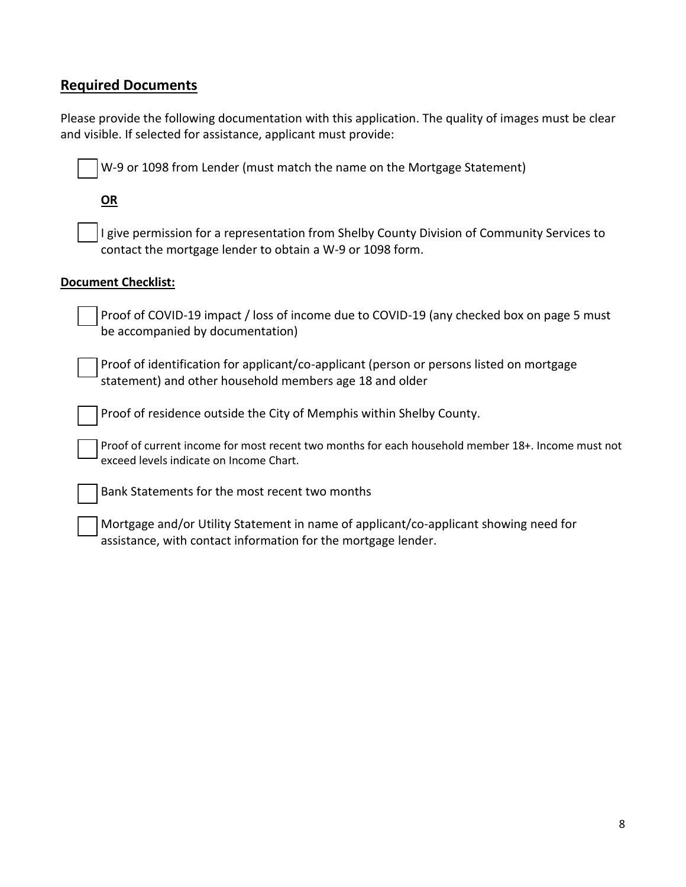## Required Documents

Please provide the following documentation with this application. The quality of images must be clear and visible. If selected for assistance, applicant must provide:

- [ ] W-9 or 1098 from Lender (must match the name on the Mortgage Statement)

**OR**

- [ ] I give permission for a representation from Shelby County Division of Community Services to contact the mortgage lender to obtain a W-9 or 1098 form.

**Document Checklist:**

- [ ] Proof of COVID-19 impact / loss of income due to COVID-19 (any checked box on page 5 must be accompanied by documentation)
- [ ] Proof of identification for applicant/co-applicant (person or persons listed on mortgage statement) and other household members age 18 and older
- [ ] Proof of residence outside the City of Memphis within Shelby County.
- [ ] Proof of current income for most recent two months for each household member 18+. Income must not exceed levels indicate on Income Chart.
- [ ] Bank Statements for the most recent two months
- [ ] Mortgage and/or Utility Statement in name of applicant/co-applicant showing need for assistance, with contact information for the mortgage lender.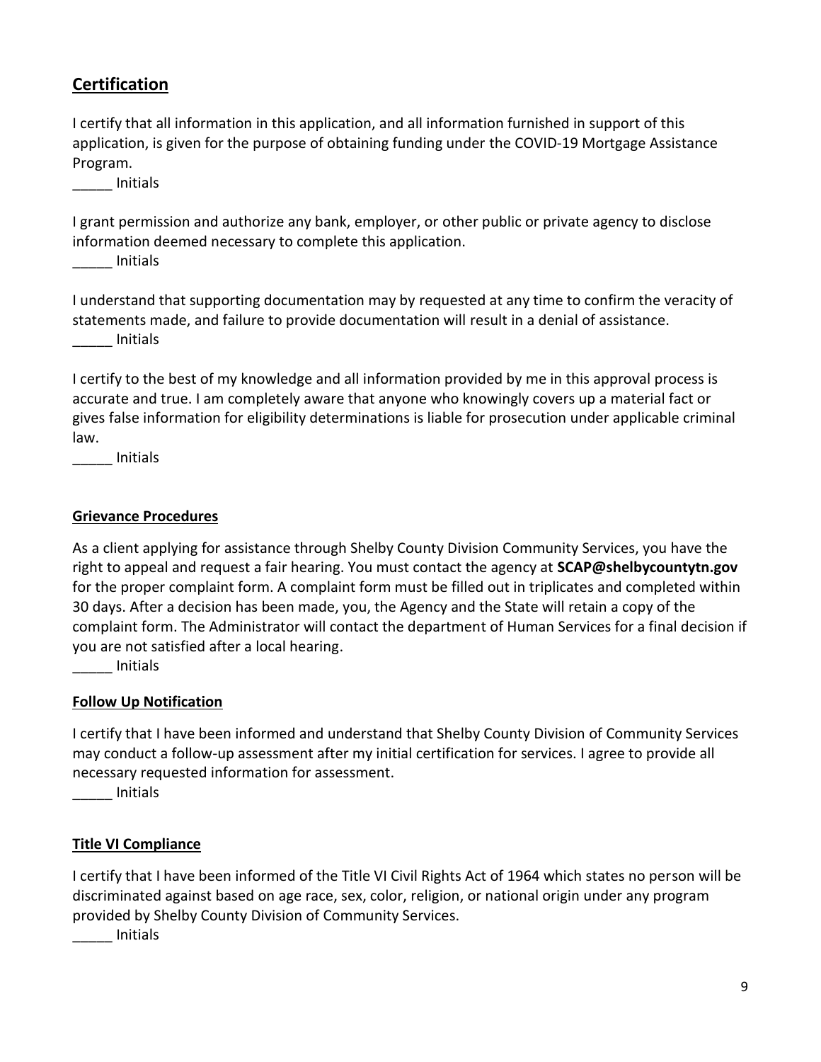## Certification

I certify that all information in this application, and all information furnished in support of this application, is given for the purpose of obtaining funding under the COVID-19 Mortgage Assistance Program.

_____ Initials

I grant permission and authorize any bank, employer, or other public or private agency to disclose information deemed necessary to complete this application.

_____ Initials

I understand that supporting documentation may by requested at any time to confirm the veracity of statements made, and failure to provide documentation will result in a denial of assistance.

_____ Initials

I certify to the best of my knowledge and all information provided by me in this approval process is accurate and true. I am completely aware that anyone who knowingly covers up a material fact or gives false information for eligibility determinations is liable for prosecution under applicable criminal law.

_____ Initials

### Grievance Procedures

As a client applying for assistance through Shelby County Division Community Services, you have the right to appeal and request a fair hearing. You must contact the agency at **SCAP@shelbycountytn.gov** for the proper complaint form. A complaint form must be filled out in triplicates and completed within 30 days. After a decision has been made, you, the Agency and the State will retain a copy of the complaint form. The Administrator will contact the department of Human Services for a final decision if you are not satisfied after a local hearing.

_____ Initials

### Follow Up Notification

I certify that I have been informed and understand that Shelby County Division of Community Services may conduct a follow-up assessment after my initial certification for services. I agree to provide all necessary requested information for assessment.

_____ Initials

### Title VI Compliance

I certify that I have been informed of the Title VI Civil Rights Act of 1964 which states no person will be discriminated against based on age race, sex, color, religion, or national origin under any program provided by Shelby County Division of Community Services.

_____ Initials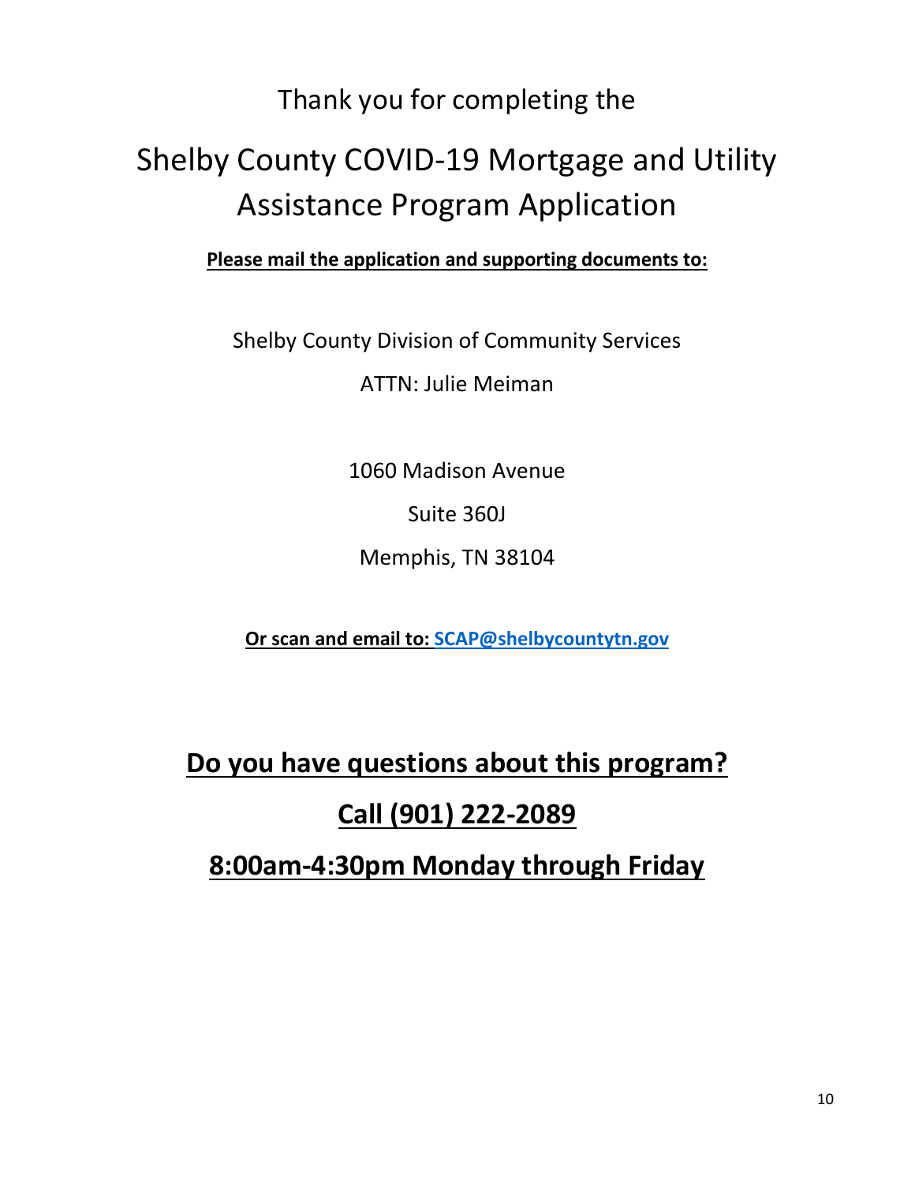Thank you for completing the

# Shelby County COVID-19 Mortgage and Utility Assistance Program Application

**Please mail the application and supporting documents to:**

Shelby County Division of Community Services

ATTN: Julie Meiman

1060 Madison Avenue

Suite 360J

Memphis, TN 38104

**Or scan and email to: SCAP@shelbycountytn.gov**

## **Do you have questions about this program?**

## **Call (901) 222-2089**

## **8:00am-4:30pm Monday through Friday**